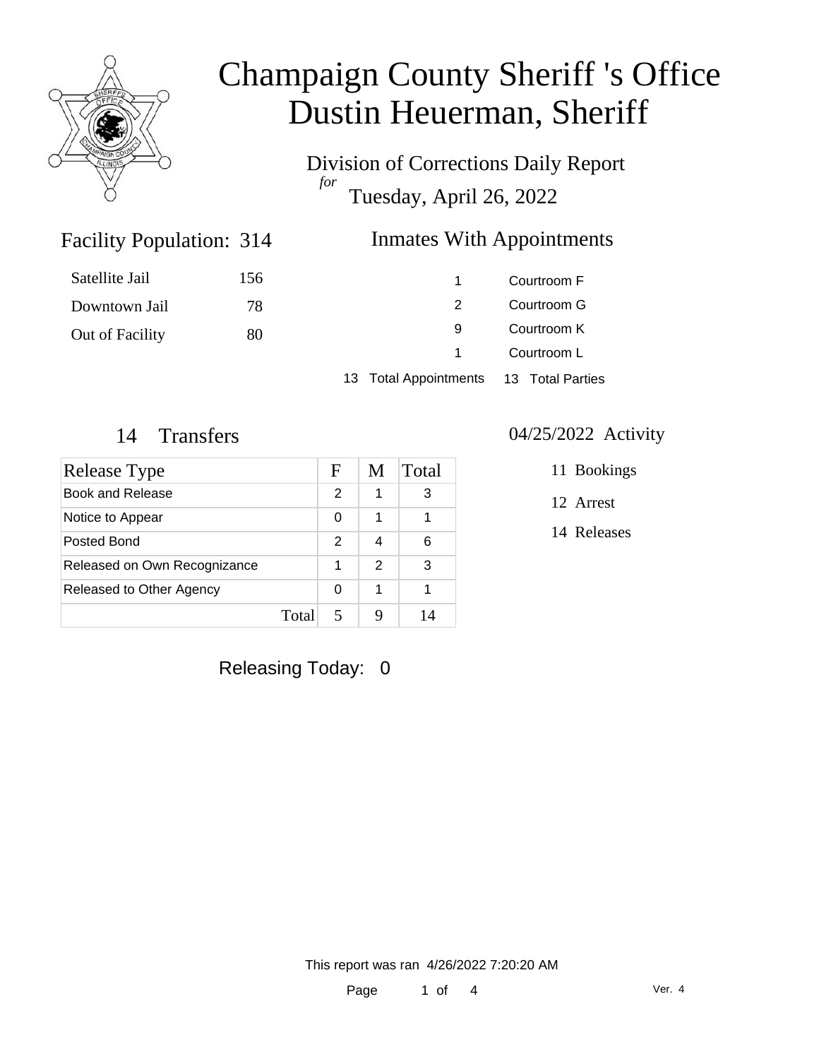# Champaign County Sheriff 's Office
# Dustin Heuerman, Sheriff

Division of Corrections Daily Report
*for*
Tuesday, April 26, 2022

## Facility Population: 314

| | |
|---|---|
| Satellite Jail | 156 |
| Downtown Jail | 78 |
| Out of Facility | 80 |

## Inmates With Appointments

| | |
|---|---|
| 1 | Courtroom F |
| 2 | Courtroom G |
| 9 | Courtroom K |
| 1 | Courtroom L |
| 13 Total Appointments | 13 Total Parties |

## 14 Transfers

| Release Type | F | M | Total |
|---|---|---|---|
| Book and Release | 2 | 1 | 3 |
| Notice to Appear | 0 | 1 | 1 |
| Posted Bond | 2 | 4 | 6 |
| Released on Own Recognizance | 1 | 2 | 3 |
| Released to Other Agency | 0 | 1 | 1 |
| Total | 5 | 9 | 14 |

## 04/25/2022 Activity

- 11 Bookings
- 12 Arrest
- 14 Releases

Releasing Today: 0

This report was ran 4/26/2022 7:20:20 AM

Ver. 4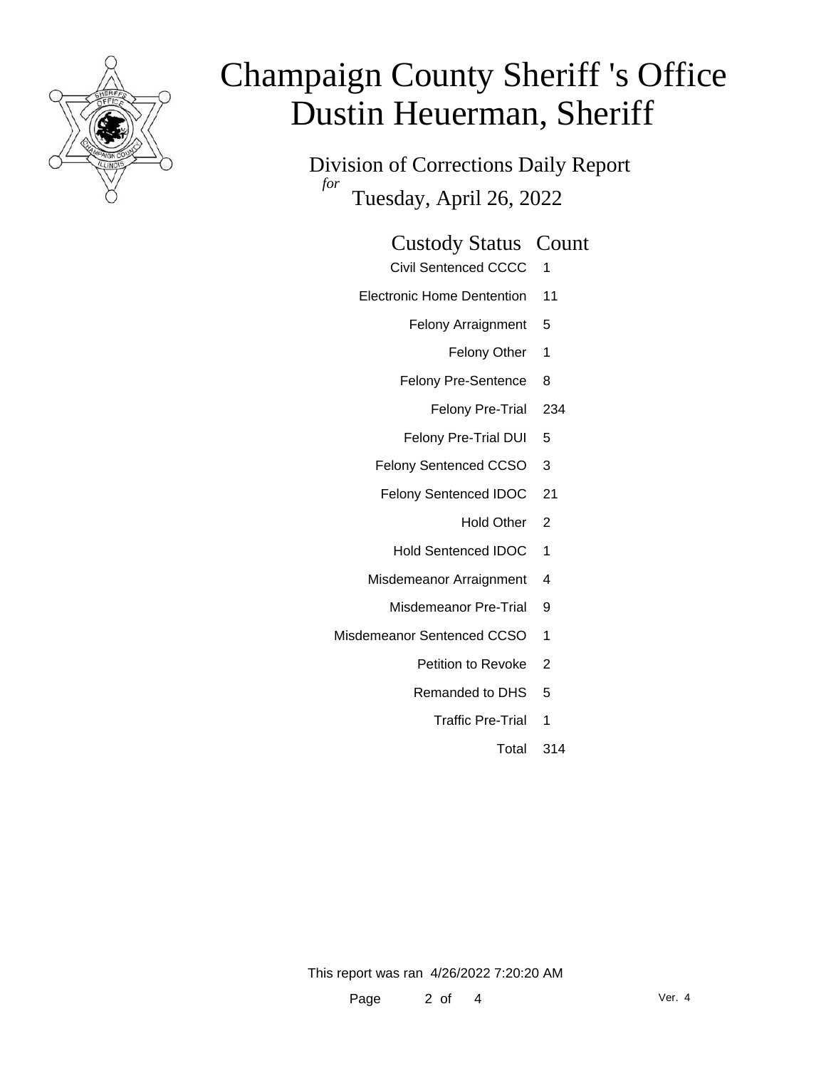# Champaign County Sheriff 's Office
# Dustin Heuerman, Sheriff

## Division of Corrections Daily Report

*for* Tuesday, April 26, 2022

| Custody Status | Count |
|---|---|
| Civil Sentenced CCCC | 1 |
| Electronic Home Dentention | 11 |
| Felony Arraignment | 5 |
| Felony Other | 1 |
| Felony Pre-Sentence | 8 |
| Felony Pre-Trial | 234 |
| Felony Pre-Trial DUI | 5 |
| Felony Sentenced CCSO | 3 |
| Felony Sentenced IDOC | 21 |
| Hold Other | 2 |
| Hold Sentenced IDOC | 1 |
| Misdemeanor Arraignment | 4 |
| Misdemeanor Pre-Trial | 9 |
| Misdemeanor Sentenced CCSO | 1 |
| Petition to Revoke | 2 |
| Remanded to DHS | 5 |
| Traffic Pre-Trial | 1 |
| Total | 314 |

This report was ran 4/26/2022 7:20:20 AM

Ver. 4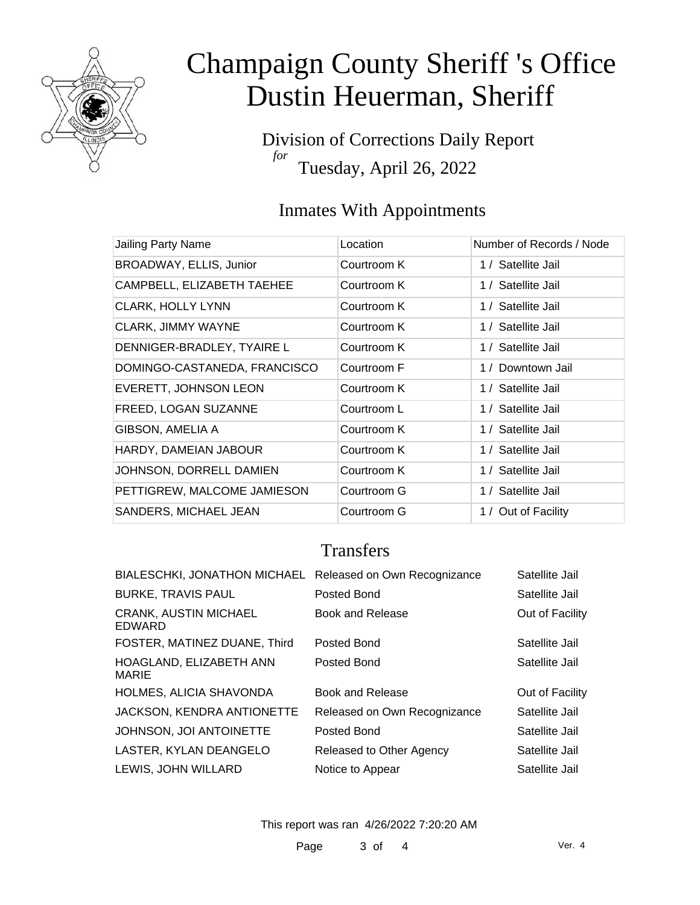# Champaign County Sheriff 's Office
# Dustin Heuerman, Sheriff

Division of Corrections Daily Report
*for*
Tuesday, April 26, 2022

## Inmates With Appointments

| Jailing Party Name | Location | Number of Records / Node |
|---|---|---|
| BROADWAY, ELLIS, Junior | Courtroom K | 1 / Satellite Jail |
| CAMPBELL, ELIZABETH TAEHEE | Courtroom K | 1 / Satellite Jail |
| CLARK, HOLLY LYNN | Courtroom K | 1 / Satellite Jail |
| CLARK, JIMMY WAYNE | Courtroom K | 1 / Satellite Jail |
| DENNIGER-BRADLEY, TYAIRE L | Courtroom K | 1 / Satellite Jail |
| DOMINGO-CASTANEDA, FRANCISCO | Courtroom F | 1 / Downtown Jail |
| EVERETT, JOHNSON LEON | Courtroom K | 1 / Satellite Jail |
| FREED, LOGAN SUZANNE | Courtroom L | 1 / Satellite Jail |
| GIBSON, AMELIA A | Courtroom K | 1 / Satellite Jail |
| HARDY, DAMEIAN JABOUR | Courtroom K | 1 / Satellite Jail |
| JOHNSON, DORRELL DAMIEN | Courtroom K | 1 / Satellite Jail |
| PETTIGREW, MALCOME JAMIESON | Courtroom G | 1 / Satellite Jail |
| SANDERS, MICHAEL JEAN | Courtroom G | 1 / Out of Facility |

## Transfers

| | | |
|---|---|---|
| BIALESCHKI, JONATHON MICHAEL | Released on Own Recognizance | Satellite Jail |
| BURKE, TRAVIS PAUL | Posted Bond | Satellite Jail |
| CRANK, AUSTIN MICHAEL EDWARD | Book and Release | Out of Facility |
| FOSTER, MATINEZ DUANE, Third | Posted Bond | Satellite Jail |
| HOAGLAND, ELIZABETH ANN MARIE | Posted Bond | Satellite Jail |
| HOLMES, ALICIA SHAVONDA | Book and Release | Out of Facility |
| JACKSON, KENDRA ANTIONETTE | Released on Own Recognizance | Satellite Jail |
| JOHNSON, JOI ANTOINETTE | Posted Bond | Satellite Jail |
| LASTER, KYLAN DEANGELO | Released to Other Agency | Satellite Jail |
| LEWIS, JOHN WILLARD | Notice to Appear | Satellite Jail |

This report was ran 4/26/2022 7:20:20 AM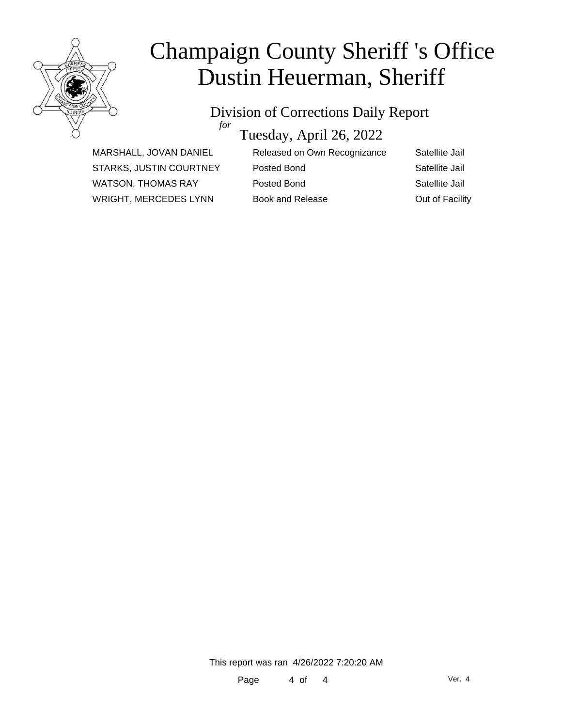# Champaign County Sheriff 's Office
# Dustin Heuerman, Sheriff

## Division of Corrections Daily Report
*for*
## Tuesday, April 26, 2022

| | | |
|---|---|---|
| MARSHALL, JOVAN DANIEL | Released on Own Recognizance | Satellite Jail |
| STARKS, JUSTIN COURTNEY | Posted Bond | Satellite Jail |
| WATSON, THOMAS RAY | Posted Bond | Satellite Jail |
| WRIGHT, MERCEDES LYNN | Book and Release | Out of Facility |

This report was ran 4/26/2022 7:20:20 AM

Ver. 4